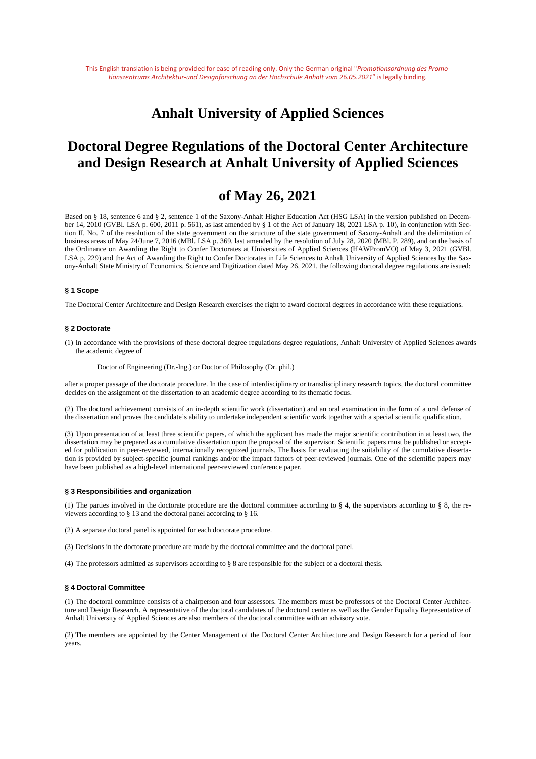This English translation is being provided for ease of reading only. Only the German original "*Promotionsordnung des Promotionszentrums Architektur-und Designforschung an der Hochschule Anhalt vom 26.05.2021*" is legally binding.

# Anhalt University of Applied Sciences

# Doctoral Degree Regulations of the Doctoral Center Architecture and Design Research at Anhalt University of Applied Sciences

# of May 26, 2021

Based on § 18, sentence 6 and § 2, sentence 1 of the Saxony-Anhalt Higher Education Act (HSG LSA) in the version published on December 14, 2010 (GVBl. LSA p. 600, 2011 p. 561), as last amended by § 1 of the Act of January 18, 2021 LSA p. 10), in conjunction with Section II, No. 7 of the resolution of the state government on the structure of the state government of Saxony-Anhalt and the delimitation of business areas of May 24/June 7, 2016 (MBl. LSA p. 369, last amended by the resolution of July 28, 2020 (MBl. P. 289), and on the basis of the Ordinance on Awarding the Right to Confer Doctorates at Universities of Applied Sciences (HAWPromVO) of May 3, 2021 (GVBl. LSA p. 229) and the Act of Awarding the Right to Confer Doctorates in Life Sciences to Anhalt University of Applied Sciences by the Saxony-Anhalt State Ministry of Economics, Science and Digitization dated May 26, 2021, the following doctoral degree regulations are issued:

### § 1 Scope

The Doctoral Center Architecture and Design Research exercises the right to award doctoral degrees in accordance with these regulations.

### § 2 Doctorate

(1) In accordance with the provisions of these doctoral degree regulations degree regulations, Anhalt University of Applied Sciences awards the academic degree of

Doctor of Engineering (Dr.-Ing.) or Doctor of Philosophy (Dr. phil.)

after a proper passage of the doctorate procedure. In the case of interdisciplinary or transdisciplinary research topics, the doctoral committee decides on the assignment of the dissertation to an academic degree according to its thematic focus.

(2) The doctoral achievement consists of an in-depth scientific work (dissertation) and an oral examination in the form of a oral defense of the dissertation and proves the candidate's ability to undertake independent scientific work together with a special scientific qualification.

(3) Upon presentation of at least three scientific papers, of which the applicant has made the major scientific contribution in at least two, the dissertation may be prepared as a cumulative dissertation upon the proposal of the supervisor. Scientific papers must be published or accepted for publication in peer-reviewed, internationally recognized journals. The basis for evaluating the suitability of the cumulative dissertation is provided by subject-specific journal rankings and/or the impact factors of peer-reviewed journals. One of the scientific papers may have been published as a high-level international peer-reviewed conference paper.

### § 3 Responsibilities and organization

(1) The parties involved in the doctorate procedure are the doctoral committee according to § 4, the supervisors according to § 8, the reviewers according to § 13 and the doctoral panel according to § 16.

(2) A separate doctoral panel is appointed for each doctorate procedure.

(3) Decisions in the doctorate procedure are made by the doctoral committee and the doctoral panel.

(4) The professors admitted as supervisors according to § 8 are responsible for the subject of a doctoral thesis.

### § 4 Doctoral Committee

(1) The doctoral committee consists of a chairperson and four assessors. The members must be professors of the Doctoral Center Architecture and Design Research. A representative of the doctoral candidates of the doctoral center as well as the Gender Equality Representative of Anhalt University of Applied Sciences are also members of the doctoral committee with an advisory vote.

(2) The members are appointed by the Center Management of the Doctoral Center Architecture and Design Research for a period of four years.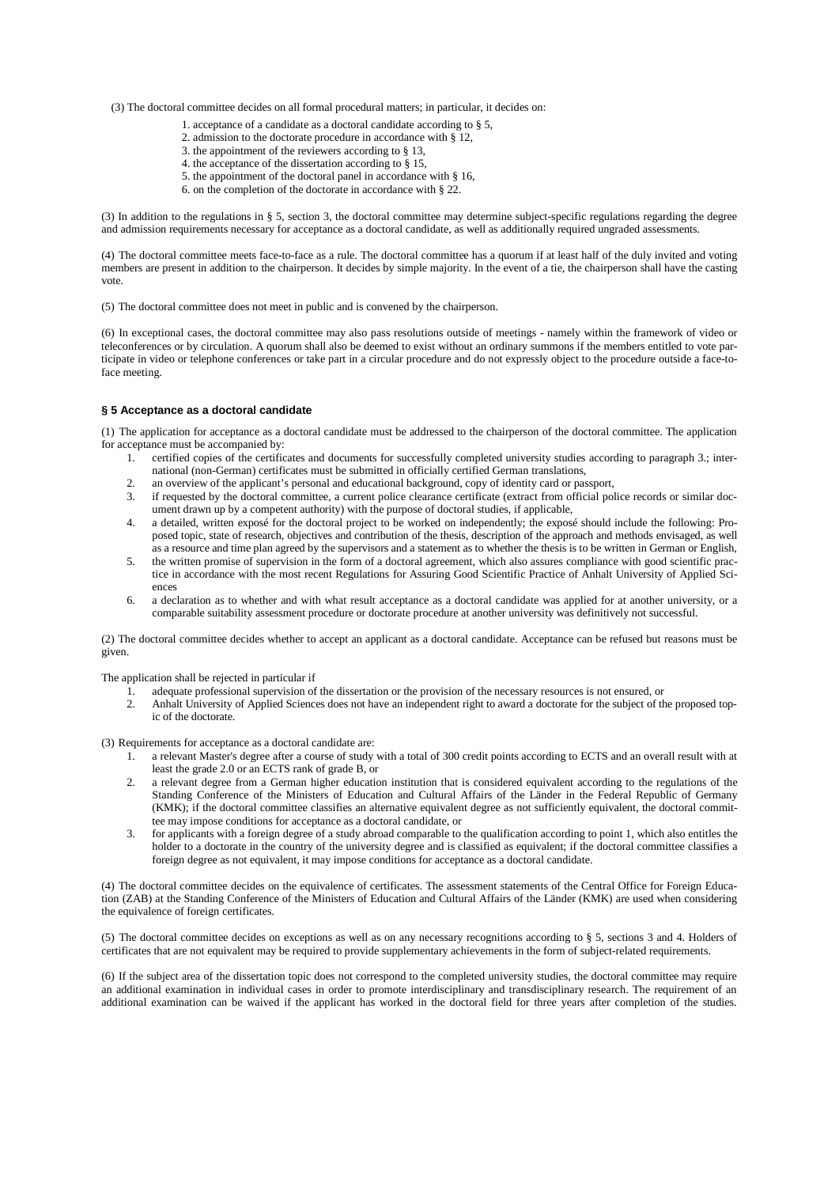(3) The doctoral committee decides on all formal procedural matters; in particular, it decides on:

1. acceptance of a candidate as a doctoral candidate according to § 5,
2. admission to the doctorate procedure in accordance with § 12,
3. the appointment of the reviewers according to § 13,
4. the acceptance of the dissertation according to § 15,
5. the appointment of the doctoral panel in accordance with § 16,
6. on the completion of the doctorate in accordance with § 22.

(3) In addition to the regulations in § 5, section 3, the doctoral committee may determine subject-specific regulations regarding the degree and admission requirements necessary for acceptance as a doctoral candidate, as well as additionally required ungraded assessments.

(4) The doctoral committee meets face-to-face as a rule. The doctoral committee has a quorum if at least half of the duly invited and voting members are present in addition to the chairperson. It decides by simple majority. In the event of a tie, the chairperson shall have the casting vote.

(5) The doctoral committee does not meet in public and is convened by the chairperson.

(6) In exceptional cases, the doctoral committee may also pass resolutions outside of meetings - namely within the framework of video or teleconferences or by circulation. A quorum shall also be deemed to exist without an ordinary summons if the members entitled to vote participate in video or telephone conferences or take part in a circular procedure and do not expressly object to the procedure outside a face-to-face meeting.

### § 5 Acceptance as a doctoral candidate

(1) The application for acceptance as a doctoral candidate must be addressed to the chairperson of the doctoral committee. The application for acceptance must be accompanied by:

1. certified copies of the certificates and documents for successfully completed university studies according to paragraph 3.; international (non-German) certificates must be submitted in officially certified German translations,
2. an overview of the applicant's personal and educational background, copy of identity card or passport,
3. if requested by the doctoral committee, a current police clearance certificate (extract from official police records or similar document drawn up by a competent authority) with the purpose of doctoral studies, if applicable,
4. a detailed, written exposé for the doctoral project to be worked on independently; the exposé should include the following: Proposed topic, state of research, objectives and contribution of the thesis, description of the approach and methods envisaged, as well as a resource and time plan agreed by the supervisors and a statement as to whether the thesis is to be written in German or English,
5. the written promise of supervision in the form of a doctoral agreement, which also assures compliance with good scientific practice in accordance with the most recent Regulations for Assuring Good Scientific Practice of Anhalt University of Applied Sciences
6. a declaration as to whether and with what result acceptance as a doctoral candidate was applied for at another university, or a comparable suitability assessment procedure or doctorate procedure at another university was definitively not successful.

(2) The doctoral committee decides whether to accept an applicant as a doctoral candidate. Acceptance can be refused but reasons must be given.

The application shall be rejected in particular if

1. adequate professional supervision of the dissertation or the provision of the necessary resources is not ensured, or
2. Anhalt University of Applied Sciences does not have an independent right to award a doctorate for the subject of the proposed topic of the doctorate.

(3) Requirements for acceptance as a doctoral candidate are:

1. a relevant Master's degree after a course of study with a total of 300 credit points according to ECTS and an overall result with at least the grade 2.0 or an ECTS rank of grade B, or
2. a relevant degree from a German higher education institution that is considered equivalent according to the regulations of the Standing Conference of the Ministers of Education and Cultural Affairs of the Länder in the Federal Republic of Germany (KMK); if the doctoral committee classifies an alternative equivalent degree as not sufficiently equivalent, the doctoral committee may impose conditions for acceptance as a doctoral candidate, or
3. for applicants with a foreign degree of a study abroad comparable to the qualification according to point 1, which also entitles the holder to a doctorate in the country of the university degree and is classified as equivalent; if the doctoral committee classifies a foreign degree as not equivalent, it may impose conditions for acceptance as a doctoral candidate.

(4) The doctoral committee decides on the equivalence of certificates. The assessment statements of the Central Office for Foreign Education (ZAB) at the Standing Conference of the Ministers of Education and Cultural Affairs of the Länder (KMK) are used when considering the equivalence of foreign certificates.

(5) The doctoral committee decides on exceptions as well as on any necessary recognitions according to § 5, sections 3 and 4. Holders of certificates that are not equivalent may be required to provide supplementary achievements in the form of subject-related requirements.

(6) If the subject area of the dissertation topic does not correspond to the completed university studies, the doctoral committee may require an additional examination in individual cases in order to promote interdisciplinary and transdisciplinary research. The requirement of an additional examination can be waived if the applicant has worked in the doctoral field for three years after completion of the studies.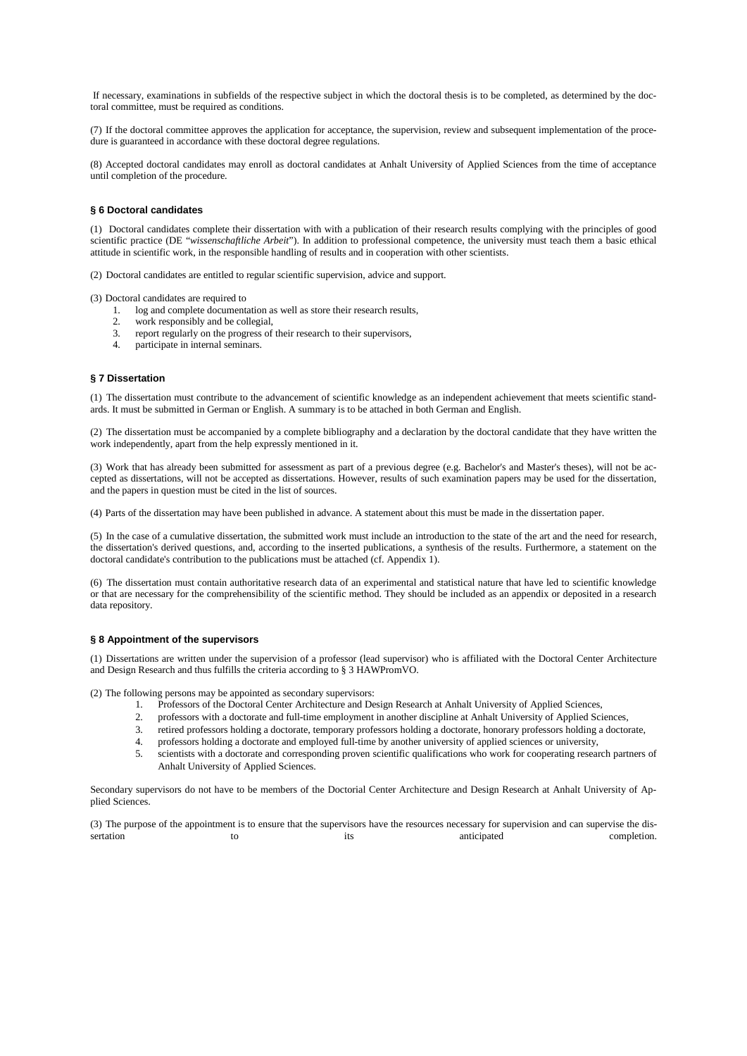If necessary, examinations in subfields of the respective subject in which the doctoral thesis is to be completed, as determined by the doctoral committee, must be required as conditions.

(7) If the doctoral committee approves the application for acceptance, the supervision, review and subsequent implementation of the procedure is guaranteed in accordance with these doctoral degree regulations.

(8) Accepted doctoral candidates may enroll as doctoral candidates at Anhalt University of Applied Sciences from the time of acceptance until completion of the procedure.

### § 6 Doctoral candidates

(1) Doctoral candidates complete their dissertation with with a publication of their research results complying with the principles of good scientific practice (DE "*wissenschaftliche Arbeit*"). In addition to professional competence, the university must teach them a basic ethical attitude in scientific work, in the responsible handling of results and in cooperation with other scientists.

(2) Doctoral candidates are entitled to regular scientific supervision, advice and support.

(3) Doctoral candidates are required to

1. log and complete documentation as well as store their research results,
2. work responsibly and be collegial,
3. report regularly on the progress of their research to their supervisors,
4. participate in internal seminars.

### § 7 Dissertation

(1) The dissertation must contribute to the advancement of scientific knowledge as an independent achievement that meets scientific standards. It must be submitted in German or English. A summary is to be attached in both German and English.

(2) The dissertation must be accompanied by a complete bibliography and a declaration by the doctoral candidate that they have written the work independently, apart from the help expressly mentioned in it.

(3) Work that has already been submitted for assessment as part of a previous degree (e.g. Bachelor's and Master's theses), will not be accepted as dissertations, will not be accepted as dissertations. However, results of such examination papers may be used for the dissertation, and the papers in question must be cited in the list of sources.

(4) Parts of the dissertation may have been published in advance. A statement about this must be made in the dissertation paper.

(5) In the case of a cumulative dissertation, the submitted work must include an introduction to the state of the art and the need for research, the dissertation's derived questions, and, according to the inserted publications, a synthesis of the results. Furthermore, a statement on the doctoral candidate's contribution to the publications must be attached (cf. Appendix 1).

(6) The dissertation must contain authoritative research data of an experimental and statistical nature that have led to scientific knowledge or that are necessary for the comprehensibility of the scientific method. They should be included as an appendix or deposited in a research data repository.

### § 8 Appointment of the supervisors

(1) Dissertations are written under the supervision of a professor (lead supervisor) who is affiliated with the Doctoral Center Architecture and Design Research and thus fulfills the criteria according to § 3 HAWPromVO.

(2) The following persons may be appointed as secondary supervisors:

1. Professors of the Doctoral Center Architecture and Design Research at Anhalt University of Applied Sciences,
2. professors with a doctorate and full-time employment in another discipline at Anhalt University of Applied Sciences,
3. retired professors holding a doctorate, temporary professors holding a doctorate, honorary professors holding a doctorate,
4. professors holding a doctorate and employed full-time by another university of applied sciences or university,
5. scientists with a doctorate and corresponding proven scientific qualifications who work for cooperating research partners of Anhalt University of Applied Sciences.

Secondary supervisors do not have to be members of the Doctorial Center Architecture and Design Research at Anhalt University of Applied Sciences.

(3) The purpose of the appointment is to ensure that the supervisors have the resources necessary for supervision and can supervise the dissertation to its anticipated completion.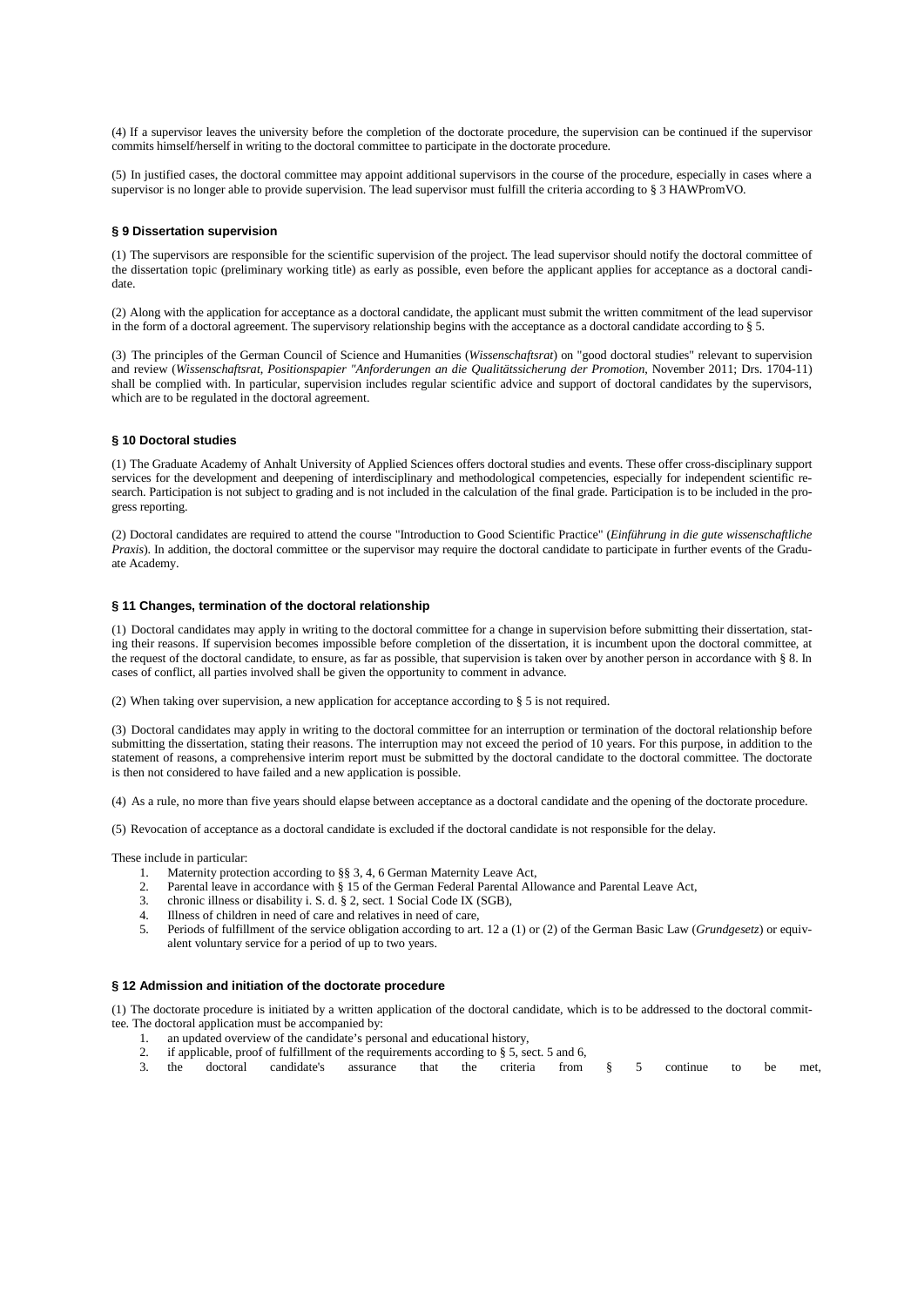(4) If a supervisor leaves the university before the completion of the doctorate procedure, the supervision can be continued if the supervisor commits himself/herself in writing to the doctoral committee to participate in the doctorate procedure.

(5) In justified cases, the doctoral committee may appoint additional supervisors in the course of the procedure, especially in cases where a supervisor is no longer able to provide supervision. The lead supervisor must fulfill the criteria according to § 3 HAWPromVO.

### § 9 Dissertation supervision

(1) The supervisors are responsible for the scientific supervision of the project. The lead supervisor should notify the doctoral committee of the dissertation topic (preliminary working title) as early as possible, even before the applicant applies for acceptance as a doctoral candidate.

(2) Along with the application for acceptance as a doctoral candidate, the applicant must submit the written commitment of the lead supervisor in the form of a doctoral agreement. The supervisory relationship begins with the acceptance as a doctoral candidate according to § 5.

(3) The principles of the German Council of Science and Humanities (*Wissenschaftsrat*) on "good doctoral studies" relevant to supervision and review (*Wissenschaftsrat, Positionspapier "Anforderungen an die Qualitätssicherung der Promotion*, November 2011; Drs. 1704-11) shall be complied with. In particular, supervision includes regular scientific advice and support of doctoral candidates by the supervisors, which are to be regulated in the doctoral agreement.

### § 10 Doctoral studies

(1) The Graduate Academy of Anhalt University of Applied Sciences offers doctoral studies and events. These offer cross-disciplinary support services for the development and deepening of interdisciplinary and methodological competencies, especially for independent scientific research. Participation is not subject to grading and is not included in the calculation of the final grade. Participation is to be included in the progress reporting.

(2) Doctoral candidates are required to attend the course "Introduction to Good Scientific Practice" (*Einführung in die gute wissenschaftliche Praxis*). In addition, the doctoral committee or the supervisor may require the doctoral candidate to participate in further events of the Graduate Academy.

### § 11 Changes, termination of the doctoral relationship

(1) Doctoral candidates may apply in writing to the doctoral committee for a change in supervision before submitting their dissertation, stating their reasons. If supervision becomes impossible before completion of the dissertation, it is incumbent upon the doctoral committee, at the request of the doctoral candidate, to ensure, as far as possible, that supervision is taken over by another person in accordance with § 8. In cases of conflict, all parties involved shall be given the opportunity to comment in advance.

(2) When taking over supervision, a new application for acceptance according to § 5 is not required.

(3) Doctoral candidates may apply in writing to the doctoral committee for an interruption or termination of the doctoral relationship before submitting the dissertation, stating their reasons. The interruption may not exceed the period of 10 years. For this purpose, in addition to the statement of reasons, a comprehensive interim report must be submitted by the doctoral candidate to the doctoral committee. The doctorate is then not considered to have failed and a new application is possible.

(4) As a rule, no more than five years should elapse between acceptance as a doctoral candidate and the opening of the doctorate procedure.

(5) Revocation of acceptance as a doctoral candidate is excluded if the doctoral candidate is not responsible for the delay.

These include in particular:

1. Maternity protection according to §§ 3, 4, 6 German Maternity Leave Act,
2. Parental leave in accordance with § 15 of the German Federal Parental Allowance and Parental Leave Act,
3. chronic illness or disability i. S. d. § 2, sect. 1 Social Code IX (SGB),
4. Illness of children in need of care and relatives in need of care,
5. Periods of fulfillment of the service obligation according to art. 12 a (1) or (2) of the German Basic Law (*Grundgesetz*) or equivalent voluntary service for a period of up to two years.

### § 12 Admission and initiation of the doctorate procedure

(1) The doctorate procedure is initiated by a written application of the doctoral candidate, which is to be addressed to the doctoral committee. The doctoral application must be accompanied by:

1. an updated overview of the candidate's personal and educational history,
2. if applicable, proof of fulfillment of the requirements according to § 5, sect. 5 and 6,
3. the doctoral candidate's assurance that the criteria from § 5 continue to be met,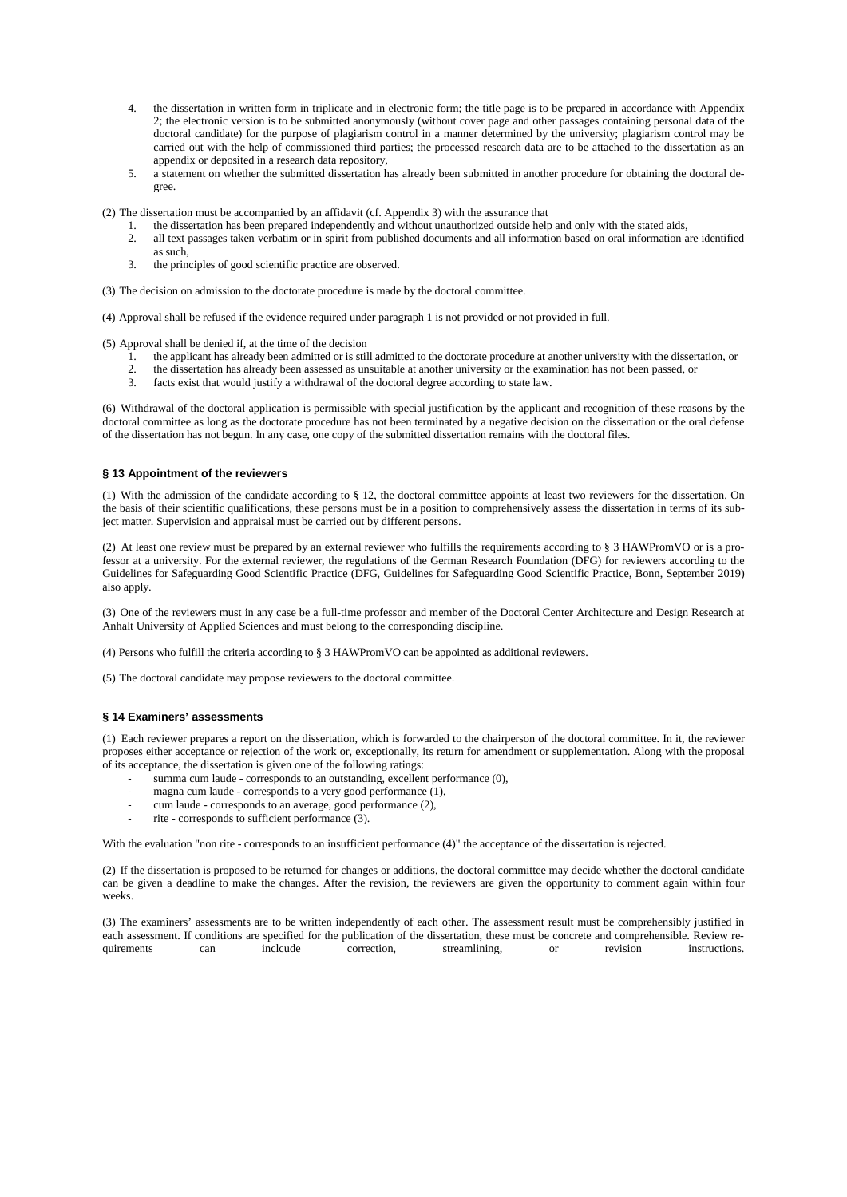4. the dissertation in written form in triplicate and in electronic form; the title page is to be prepared in accordance with Appendix 2; the electronic version is to be submitted anonymously (without cover page and other passages containing personal data of the doctoral candidate) for the purpose of plagiarism control in a manner determined by the university; plagiarism control may be carried out with the help of commissioned third parties; the processed research data are to be attached to the dissertation as an appendix or deposited in a research data repository,
5. a statement on whether the submitted dissertation has already been submitted in another procedure for obtaining the doctoral degree.

(2) The dissertation must be accompanied by an affidavit (cf. Appendix 3) with the assurance that

1. the dissertation has been prepared independently and without unauthorized outside help and only with the stated aids,
2. all text passages taken verbatim or in spirit from published documents and all information based on oral information are identified as such,
3. the principles of good scientific practice are observed.

(3) The decision on admission to the doctorate procedure is made by the doctoral committee.

(4) Approval shall be refused if the evidence required under paragraph 1 is not provided or not provided in full.

(5) Approval shall be denied if, at the time of the decision

1. the applicant has already been admitted or is still admitted to the doctorate procedure at another university with the dissertation, or
2. the dissertation has already been assessed as unsuitable at another university or the examination has not been passed, or
3. facts exist that would justify a withdrawal of the doctoral degree according to state law.

(6) Withdrawal of the doctoral application is permissible with special justification by the applicant and recognition of these reasons by the doctoral committee as long as the doctorate procedure has not been terminated by a negative decision on the dissertation or the oral defense of the dissertation has not begun. In any case, one copy of the submitted dissertation remains with the doctoral files.

### § 13 Appointment of the reviewers

(1) With the admission of the candidate according to § 12, the doctoral committee appoints at least two reviewers for the dissertation. On the basis of their scientific qualifications, these persons must be in a position to comprehensively assess the dissertation in terms of its subject matter. Supervision and appraisal must be carried out by different persons.

(2) At least one review must be prepared by an external reviewer who fulfills the requirements according to § 3 HAWPromVO or is a professor at a university. For the external reviewer, the regulations of the German Research Foundation (DFG) for reviewers according to the Guidelines for Safeguarding Good Scientific Practice (DFG, Guidelines for Safeguarding Good Scientific Practice, Bonn, September 2019) also apply.

(3) One of the reviewers must in any case be a full-time professor and member of the Doctoral Center Architecture and Design Research at Anhalt University of Applied Sciences and must belong to the corresponding discipline.

(4) Persons who fulfill the criteria according to § 3 HAWPromVO can be appointed as additional reviewers.

(5) The doctoral candidate may propose reviewers to the doctoral committee.

### § 14 Examiners' assessments

(1) Each reviewer prepares a report on the dissertation, which is forwarded to the chairperson of the doctoral committee. In it, the reviewer proposes either acceptance or rejection of the work or, exceptionally, its return for amendment or supplementation. Along with the proposal of its acceptance, the dissertation is given one of the following ratings:

- summa cum laude - corresponds to an outstanding, excellent performance (0),
- magna cum laude - corresponds to a very good performance (1),
- cum laude - corresponds to an average, good performance (2),
- rite - corresponds to sufficient performance (3).

With the evaluation "non rite - corresponds to an insufficient performance (4)" the acceptance of the dissertation is rejected.

(2) If the dissertation is proposed to be returned for changes or additions, the doctoral committee may decide whether the doctoral candidate can be given a deadline to make the changes. After the revision, the reviewers are given the opportunity to comment again within four weeks.

(3) The examiners' assessments are to be written independently of each other. The assessment result must be comprehensibly justified in each assessment. If conditions are specified for the publication of the dissertation, these must be concrete and comprehensible. Review requirements can inclcude correction, streamlining, or revision instructions.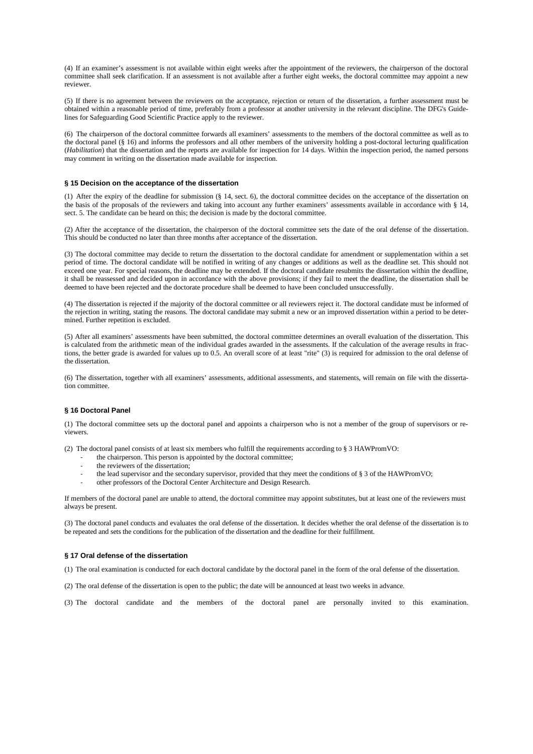(4) If an examiner's assessment is not available within eight weeks after the appointment of the reviewers, the chairperson of the doctoral committee shall seek clarification. If an assessment is not available after a further eight weeks, the doctoral committee may appoint a new reviewer.

(5) If there is no agreement between the reviewers on the acceptance, rejection or return of the dissertation, a further assessment must be obtained within a reasonable period of time, preferably from a professor at another university in the relevant discipline. The DFG's Guidelines for Safeguarding Good Scientific Practice apply to the reviewer.

(6) The chairperson of the doctoral committee forwards all examiners' assessments to the members of the doctoral committee as well as to the doctoral panel (§ 16) and informs the professors and all other members of the university holding a post-doctoral lecturing qualification (*Habilitation*) that the dissertation and the reports are available for inspection for 14 days. Within the inspection period, the named persons may comment in writing on the dissertation made available for inspection.

### § 15 Decision on the acceptance of the dissertation

(1) After the expiry of the deadline for submission (§ 14, sect. 6), the doctoral committee decides on the acceptance of the dissertation on the basis of the proposals of the reviewers and taking into account any further examiners' assessments available in accordance with § 14, sect. 5. The candidate can be heard on this; the decision is made by the doctoral committee.

(2) After the acceptance of the dissertation, the chairperson of the doctoral committee sets the date of the oral defense of the dissertation. This should be conducted no later than three months after acceptance of the dissertation.

(3) The doctoral committee may decide to return the dissertation to the doctoral candidate for amendment or supplementation within a set period of time. The doctoral candidate will be notified in writing of any changes or additions as well as the deadline set. This should not exceed one year. For special reasons, the deadline may be extended. If the doctoral candidate resubmits the dissertation within the deadline, it shall be reassessed and decided upon in accordance with the above provisions; if they fail to meet the deadline, the dissertation shall be deemed to have been rejected and the doctorate procedure shall be deemed to have been concluded unsuccessfully.

(4) The dissertation is rejected if the majority of the doctoral committee or all reviewers reject it. The doctoral candidate must be informed of the rejection in writing, stating the reasons. The doctoral candidate may submit a new or an improved dissertation within a period to be determined. Further repetition is excluded.

(5) After all examiners' assessments have been submitted, the doctoral committee determines an overall evaluation of the dissertation. This is calculated from the arithmetic mean of the individual grades awarded in the assessments. If the calculation of the average results in fractions, the better grade is awarded for values up to 0.5. An overall score of at least "rite" (3) is required for admission to the oral defense of the dissertation.

(6) The dissertation, together with all examiners' assessments, additional assessments, and statements, will remain on file with the dissertation committee.

### § 16 Doctoral Panel

(1) The doctoral committee sets up the doctoral panel and appoints a chairperson who is not a member of the group of supervisors or reviewers.

(2) The doctoral panel consists of at least six members who fulfill the requirements according to § 3 HAWPromVO:

- the chairperson. This person is appointed by the doctoral committee;
- the reviewers of the dissertation;
- the lead supervisor and the secondary supervisor, provided that they meet the conditions of § 3 of the HAWPromVO;
- other professors of the Doctoral Center Architecture and Design Research.

If members of the doctoral panel are unable to attend, the doctoral committee may appoint substitutes, but at least one of the reviewers must always be present.

(3) The doctoral panel conducts and evaluates the oral defense of the dissertation. It decides whether the oral defense of the dissertation is to be repeated and sets the conditions for the publication of the dissertation and the deadline for their fulfillment.

### § 17 Oral defense of the dissertation

(1) The oral examination is conducted for each doctoral candidate by the doctoral panel in the form of the oral defense of the dissertation.

(2) The oral defense of the dissertation is open to the public; the date will be announced at least two weeks in advance.

(3) The doctoral candidate and the members of the doctoral panel are personally invited to this examination.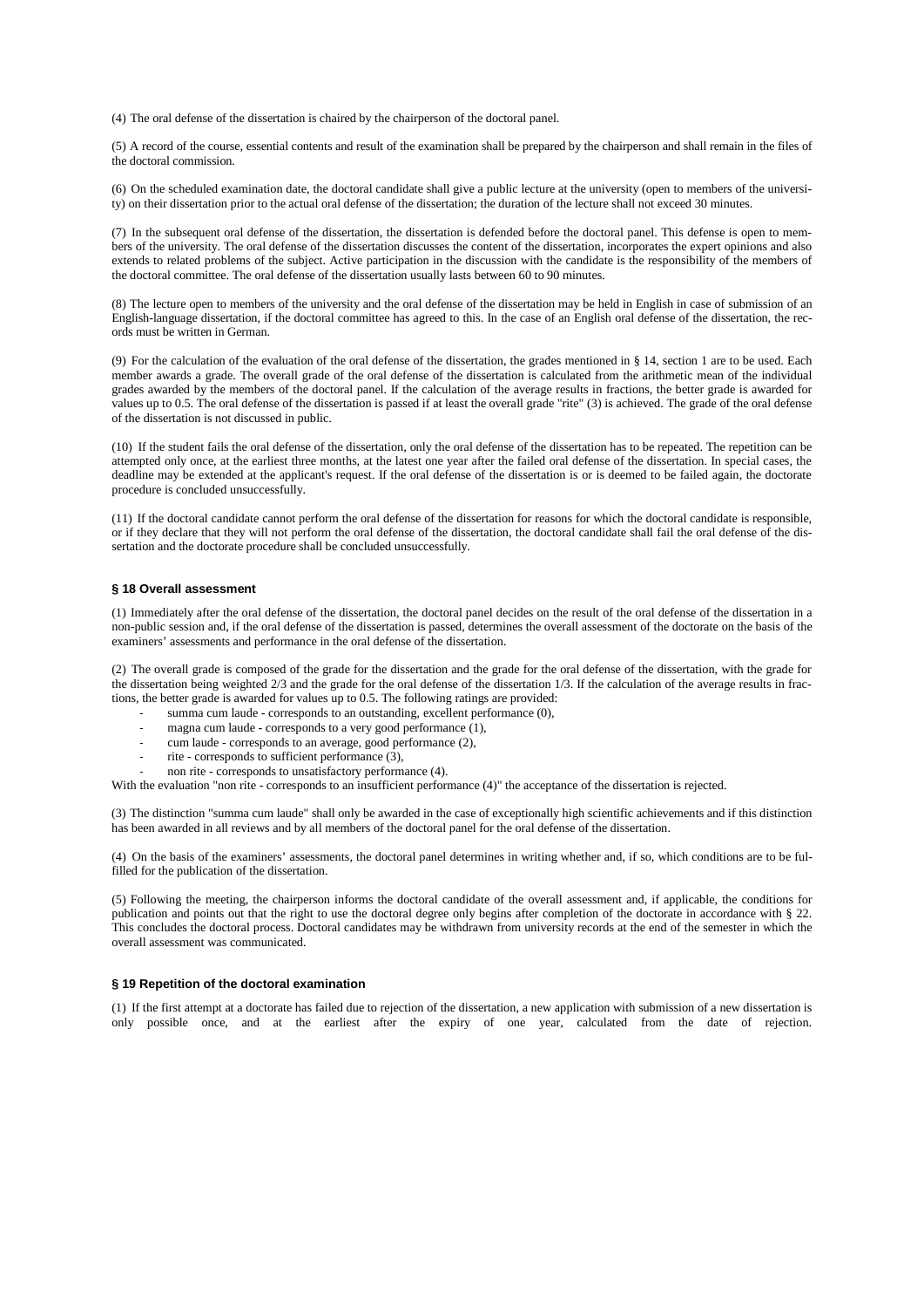(4) The oral defense of the dissertation is chaired by the chairperson of the doctoral panel.

(5) A record of the course, essential contents and result of the examination shall be prepared by the chairperson and shall remain in the files of the doctoral commission.

(6) On the scheduled examination date, the doctoral candidate shall give a public lecture at the university (open to members of the university) on their dissertation prior to the actual oral defense of the dissertation; the duration of the lecture shall not exceed 30 minutes.

(7) In the subsequent oral defense of the dissertation, the dissertation is defended before the doctoral panel. This defense is open to members of the university. The oral defense of the dissertation discusses the content of the dissertation, incorporates the expert opinions and also extends to related problems of the subject. Active participation in the discussion with the candidate is the responsibility of the members of the doctoral committee. The oral defense of the dissertation usually lasts between 60 to 90 minutes.

(8) The lecture open to members of the university and the oral defense of the dissertation may be held in English in case of submission of an English-language dissertation, if the doctoral committee has agreed to this. In the case of an English oral defense of the dissertation, the records must be written in German.

(9) For the calculation of the evaluation of the oral defense of the dissertation, the grades mentioned in § 14, section 1 are to be used. Each member awards a grade. The overall grade of the oral defense of the dissertation is calculated from the arithmetic mean of the individual grades awarded by the members of the doctoral panel. If the calculation of the average results in fractions, the better grade is awarded for values up to 0.5. The oral defense of the dissertation is passed if at least the overall grade "rite" (3) is achieved. The grade of the oral defense of the dissertation is not discussed in public.

(10) If the student fails the oral defense of the dissertation, only the oral defense of the dissertation has to be repeated. The repetition can be attempted only once, at the earliest three months, at the latest one year after the failed oral defense of the dissertation. In special cases, the deadline may be extended at the applicant's request. If the oral defense of the dissertation is or is deemed to be failed again, the doctorate procedure is concluded unsuccessfully.

(11) If the doctoral candidate cannot perform the oral defense of the dissertation for reasons for which the doctoral candidate is responsible, or if they declare that they will not perform the oral defense of the dissertation, the doctoral candidate shall fail the oral defense of the dissertation and the doctorate procedure shall be concluded unsuccessfully.

### § 18 Overall assessment

(1) Immediately after the oral defense of the dissertation, the doctoral panel decides on the result of the oral defense of the dissertation in a non-public session and, if the oral defense of the dissertation is passed, determines the overall assessment of the doctorate on the basis of the examiners' assessments and performance in the oral defense of the dissertation.

(2) The overall grade is composed of the grade for the dissertation and the grade for the oral defense of the dissertation, with the grade for the dissertation being weighted 2/3 and the grade for the oral defense of the dissertation 1/3. If the calculation of the average results in fractions, the better grade is awarded for values up to 0.5. The following ratings are provided:

- summa cum laude - corresponds to an outstanding, excellent performance (0),
- magna cum laude - corresponds to a very good performance (1),
- cum laude - corresponds to an average, good performance (2),
- rite - corresponds to sufficient performance (3),
- non rite - corresponds to unsatisfactory performance (4).

With the evaluation "non rite - corresponds to an insufficient performance (4)" the acceptance of the dissertation is rejected.

(3) The distinction "summa cum laude" shall only be awarded in the case of exceptionally high scientific achievements and if this distinction has been awarded in all reviews and by all members of the doctoral panel for the oral defense of the dissertation.

(4) On the basis of the examiners' assessments, the doctoral panel determines in writing whether and, if so, which conditions are to be fulfilled for the publication of the dissertation.

(5) Following the meeting, the chairperson informs the doctoral candidate of the overall assessment and, if applicable, the conditions for publication and points out that the right to use the doctoral degree only begins after completion of the doctorate in accordance with § 22. This concludes the doctoral process. Doctoral candidates may be withdrawn from university records at the end of the semester in which the overall assessment was communicated.

### § 19 Repetition of the doctoral examination

(1) If the first attempt at a doctorate has failed due to rejection of the dissertation, a new application with submission of a new dissertation is only possible once, and at the earliest after the expiry of one year, calculated from the date of rejection.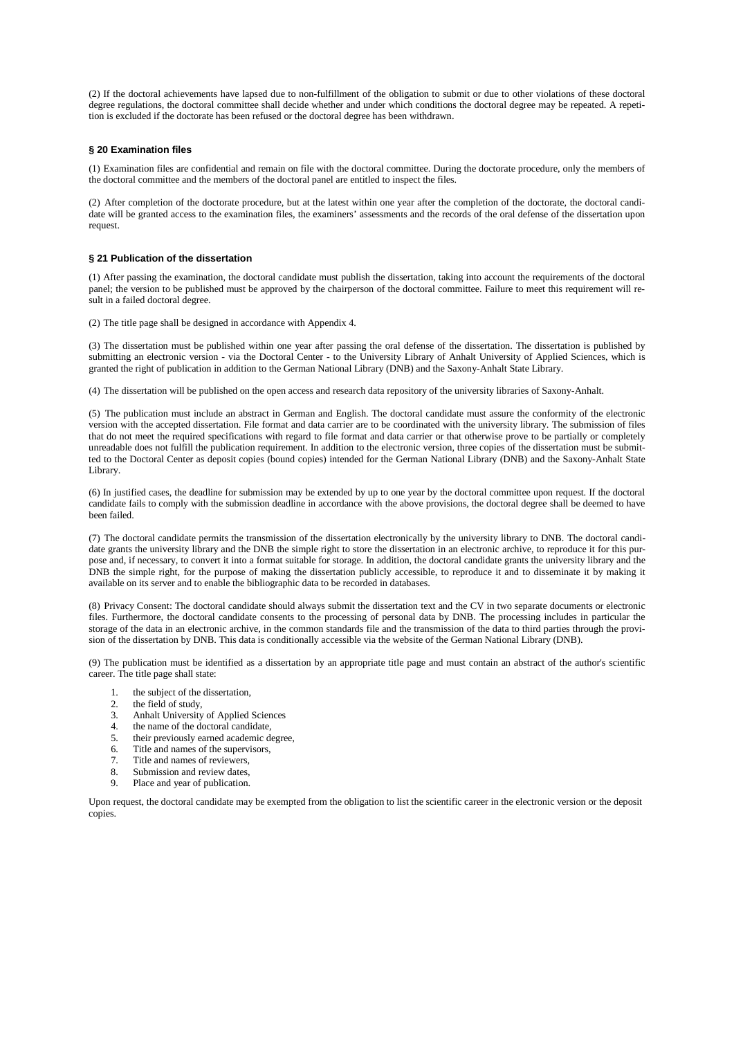(2) If the doctoral achievements have lapsed due to non-fulfillment of the obligation to submit or due to other violations of these doctoral degree regulations, the doctoral committee shall decide whether and under which conditions the doctoral degree may be repeated. A repetition is excluded if the doctorate has been refused or the doctoral degree has been withdrawn.

### § 20 Examination files

(1) Examination files are confidential and remain on file with the doctoral committee. During the doctorate procedure, only the members of the doctoral committee and the members of the doctoral panel are entitled to inspect the files.

(2) After completion of the doctorate procedure, but at the latest within one year after the completion of the doctorate, the doctoral candidate will be granted access to the examination files, the examiners' assessments and the records of the oral defense of the dissertation upon request.

### § 21 Publication of the dissertation

(1) After passing the examination, the doctoral candidate must publish the dissertation, taking into account the requirements of the doctoral panel; the version to be published must be approved by the chairperson of the doctoral committee. Failure to meet this requirement will result in a failed doctoral degree.

(2) The title page shall be designed in accordance with Appendix 4.

(3) The dissertation must be published within one year after passing the oral defense of the dissertation. The dissertation is published by submitting an electronic version - via the Doctoral Center - to the University Library of Anhalt University of Applied Sciences, which is granted the right of publication in addition to the German National Library (DNB) and the Saxony-Anhalt State Library.

(4) The dissertation will be published on the open access and research data repository of the university libraries of Saxony-Anhalt.

(5) The publication must include an abstract in German and English. The doctoral candidate must assure the conformity of the electronic version with the accepted dissertation. File format and data carrier are to be coordinated with the university library. The submission of files that do not meet the required specifications with regard to file format and data carrier or that otherwise prove to be partially or completely unreadable does not fulfill the publication requirement. In addition to the electronic version, three copies of the dissertation must be submitted to the Doctoral Center as deposit copies (bound copies) intended for the German National Library (DNB) and the Saxony-Anhalt State Library.

(6) In justified cases, the deadline for submission may be extended by up to one year by the doctoral committee upon request. If the doctoral candidate fails to comply with the submission deadline in accordance with the above provisions, the doctoral degree shall be deemed to have been failed.

(7) The doctoral candidate permits the transmission of the dissertation electronically by the university library to DNB. The doctoral candidate grants the university library and the DNB the simple right to store the dissertation in an electronic archive, to reproduce it for this purpose and, if necessary, to convert it into a format suitable for storage. In addition, the doctoral candidate grants the university library and the DNB the simple right, for the purpose of making the dissertation publicly accessible, to reproduce it and to disseminate it by making it available on its server and to enable the bibliographic data to be recorded in databases.

(8) Privacy Consent: The doctoral candidate should always submit the dissertation text and the CV in two separate documents or electronic files. Furthermore, the doctoral candidate consents to the processing of personal data by DNB. The processing includes in particular the storage of the data in an electronic archive, in the common standards file and the transmission of the data to third parties through the provision of the dissertation by DNB. This data is conditionally accessible via the website of the German National Library (DNB).

(9) The publication must be identified as a dissertation by an appropriate title page and must contain an abstract of the author's scientific career. The title page shall state:

1. the subject of the dissertation,
2. the field of study,
3. Anhalt University of Applied Sciences
4. the name of the doctoral candidate,
5. their previously earned academic degree,
6. Title and names of the supervisors,
7. Title and names of reviewers,
8. Submission and review dates,
9. Place and year of publication.

Upon request, the doctoral candidate may be exempted from the obligation to list the scientific career in the electronic version or the deposit copies.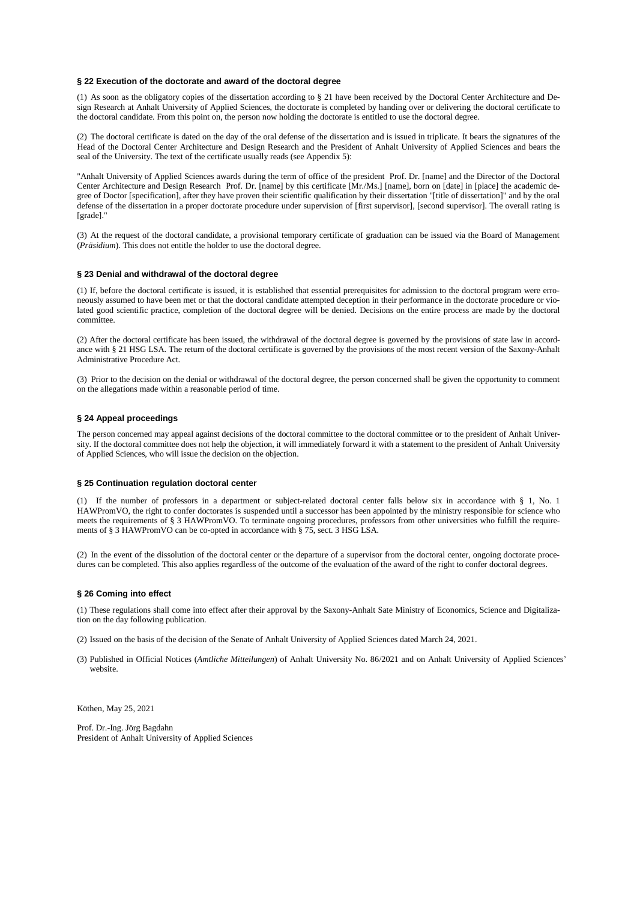### § 22 Execution of the doctorate and award of the doctoral degree

(1) As soon as the obligatory copies of the dissertation according to § 21 have been received by the Doctoral Center Architecture and Design Research at Anhalt University of Applied Sciences, the doctorate is completed by handing over or delivering the doctoral certificate to the doctoral candidate. From this point on, the person now holding the doctorate is entitled to use the doctoral degree.

(2) The doctoral certificate is dated on the day of the oral defense of the dissertation and is issued in triplicate. It bears the signatures of the Head of the Doctoral Center Architecture and Design Research and the President of Anhalt University of Applied Sciences and bears the seal of the University. The text of the certificate usually reads (see Appendix 5):

"Anhalt University of Applied Sciences awards during the term of office of the president Prof. Dr. [name] and the Director of the Doctoral Center Architecture and Design Research Prof. Dr. [name] by this certificate [Mr./Ms.] [name], born on [date] in [place] the academic degree of Doctor [specification], after they have proven their scientific qualification by their dissertation "[title of dissertation]" and by the oral defense of the dissertation in a proper doctorate procedure under supervision of [first supervisor], [second supervisor]. The overall rating is [grade]."

(3) At the request of the doctoral candidate, a provisional temporary certificate of graduation can be issued via the Board of Management (*Präsidium*). This does not entitle the holder to use the doctoral degree.

### § 23 Denial and withdrawal of the doctoral degree

(1) If, before the doctoral certificate is issued, it is established that essential prerequisites for admission to the doctoral program were erroneously assumed to have been met or that the doctoral candidate attempted deception in their performance in the doctorate procedure or violated good scientific practice, completion of the doctoral degree will be denied. Decisions on the entire process are made by the doctoral committee.

(2) After the doctoral certificate has been issued, the withdrawal of the doctoral degree is governed by the provisions of state law in accordance with § 21 HSG LSA. The return of the doctoral certificate is governed by the provisions of the most recent version of the Saxony-Anhalt Administrative Procedure Act.

(3) Prior to the decision on the denial or withdrawal of the doctoral degree, the person concerned shall be given the opportunity to comment on the allegations made within a reasonable period of time.

### § 24 Appeal proceedings

The person concerned may appeal against decisions of the doctoral committee to the doctoral committee or to the president of Anhalt University. If the doctoral committee does not help the objection, it will immediately forward it with a statement to the president of Anhalt University of Applied Sciences, who will issue the decision on the objection.

### § 25 Continuation regulation doctoral center

(1) If the number of professors in a department or subject-related doctoral center falls below six in accordance with § 1, No. 1 HAWPromVO, the right to confer doctorates is suspended until a successor has been appointed by the ministry responsible for science who meets the requirements of § 3 HAWPromVO. To terminate ongoing procedures, professors from other universities who fulfill the requirements of § 3 HAWPromVO can be co-opted in accordance with § 75, sect. 3 HSG LSA.

(2) In the event of the dissolution of the doctoral center or the departure of a supervisor from the doctoral center, ongoing doctorate procedures can be completed. This also applies regardless of the outcome of the evaluation of the award of the right to confer doctoral degrees.

### § 26 Coming into effect

(1) These regulations shall come into effect after their approval by the Saxony-Anhalt Sate Ministry of Economics, Science and Digitalization on the day following publication.

(2) Issued on the basis of the decision of the Senate of Anhalt University of Applied Sciences dated March 24, 2021.

(3) Published in Official Notices (*Amtliche Mitteilungen*) of Anhalt University No. 86/2021 and on Anhalt University of Applied Sciences' website.

Köthen, May 25, 2021

Prof. Dr.-Ing. Jörg Bagdahn
President of Anhalt University of Applied Sciences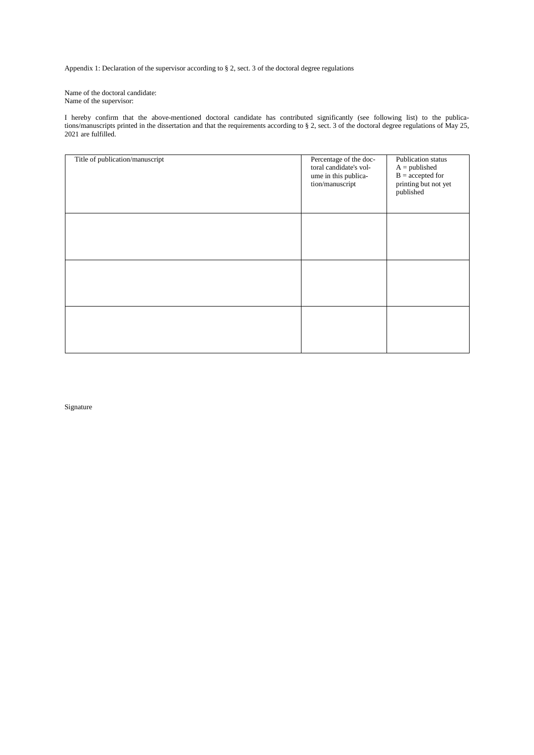Appendix 1: Declaration of the supervisor according to § 2, sect. 3 of the doctoral degree regulations

Name of the doctoral candidate:
Name of the supervisor:

I hereby confirm that the above-mentioned doctoral candidate has contributed significantly (see following list) to the publications/manuscripts printed in the dissertation and that the requirements according to § 2, sect. 3 of the doctoral degree regulations of May 25, 2021 are fulfilled.

| Title of publication/manuscript | Percentage of the doctoral candidate's volume in this publication/manuscript | Publication status A = published B = accepted for printing but not yet published |
| --- | --- | --- |
| | | |
| | | |
| | | |

Signature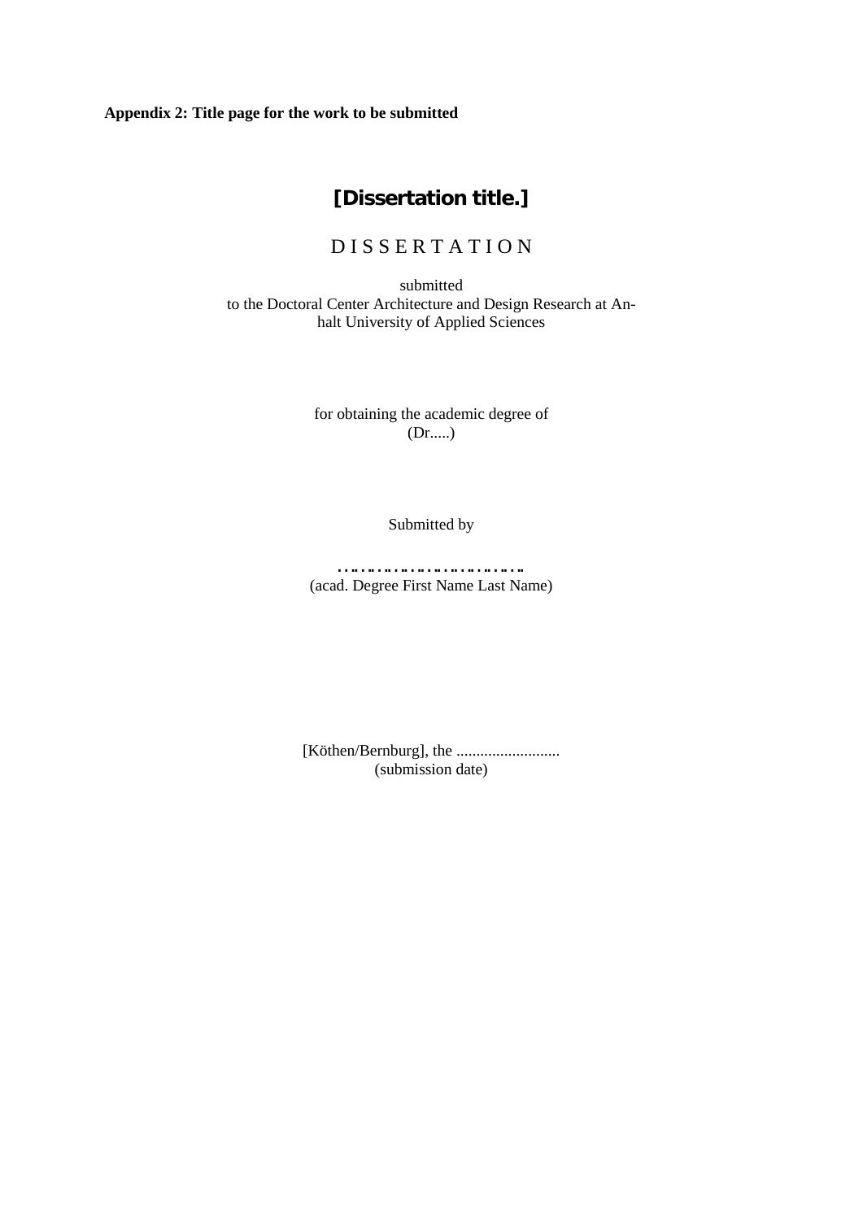**Appendix 2: Title page for the work to be submitted**

# [Dissertation title.]

D I S S E R T A T I O N

submitted
to the Doctoral Center Architecture and Design Research at Anhalt University of Applied Sciences

for obtaining the academic degree of
(Dr.....)

Submitted by

……………………………
(acad. Degree First Name Last Name)

[Köthen/Bernburg], the ..........................
(submission date)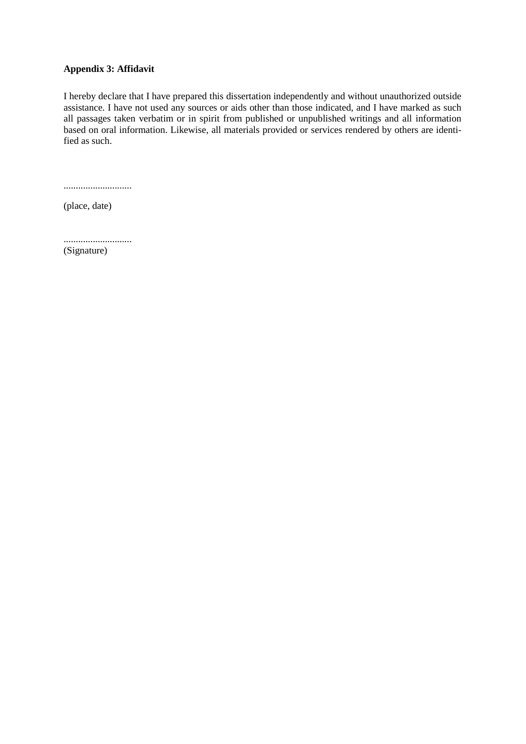**Appendix 3: Affidavit**

I hereby declare that I have prepared this dissertation independently and without unauthorized outside assistance. I have not used any sources or aids other than those indicated, and I have marked as such all passages taken verbatim or in spirit from published or unpublished writings and all information based on oral information. Likewise, all materials provided or services rendered by others are identified as such.

............................

(place, date)

............................

(Signature)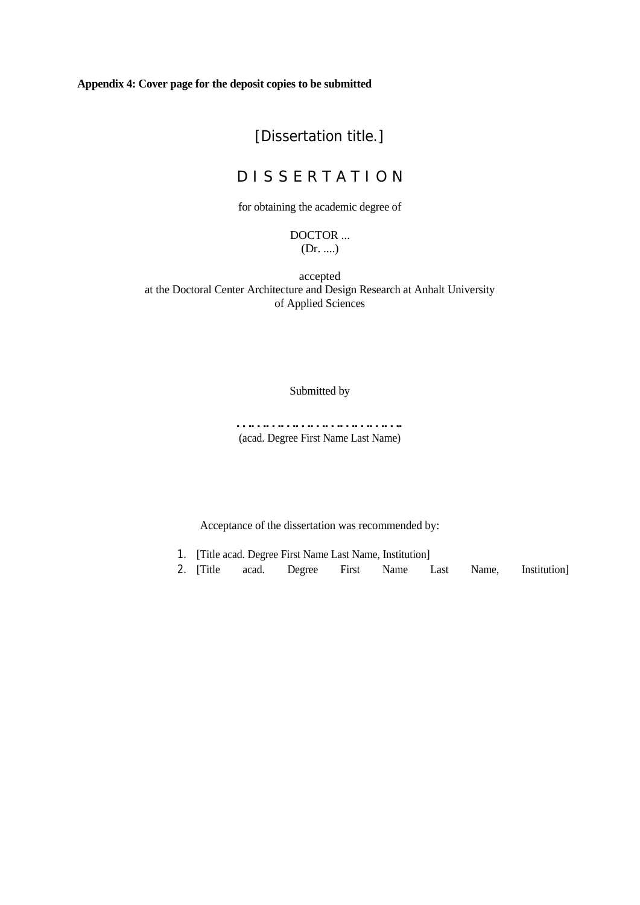**Appendix 4: Cover page for the deposit copies to be submitted**

[Dissertation title.]

D I S S E R T A T I O N

for obtaining the academic degree of

DOCTOR ...
(Dr. ....)

accepted
at the Doctoral Center Architecture and Design Research at Anhalt University of Applied Sciences

Submitted by

………………………………
(acad. Degree First Name Last Name)

Acceptance of the dissertation was recommended by:

1. [Title acad. Degree First Name Last Name, Institution]
2. [Title acad. Degree First Name Last Name, Institution]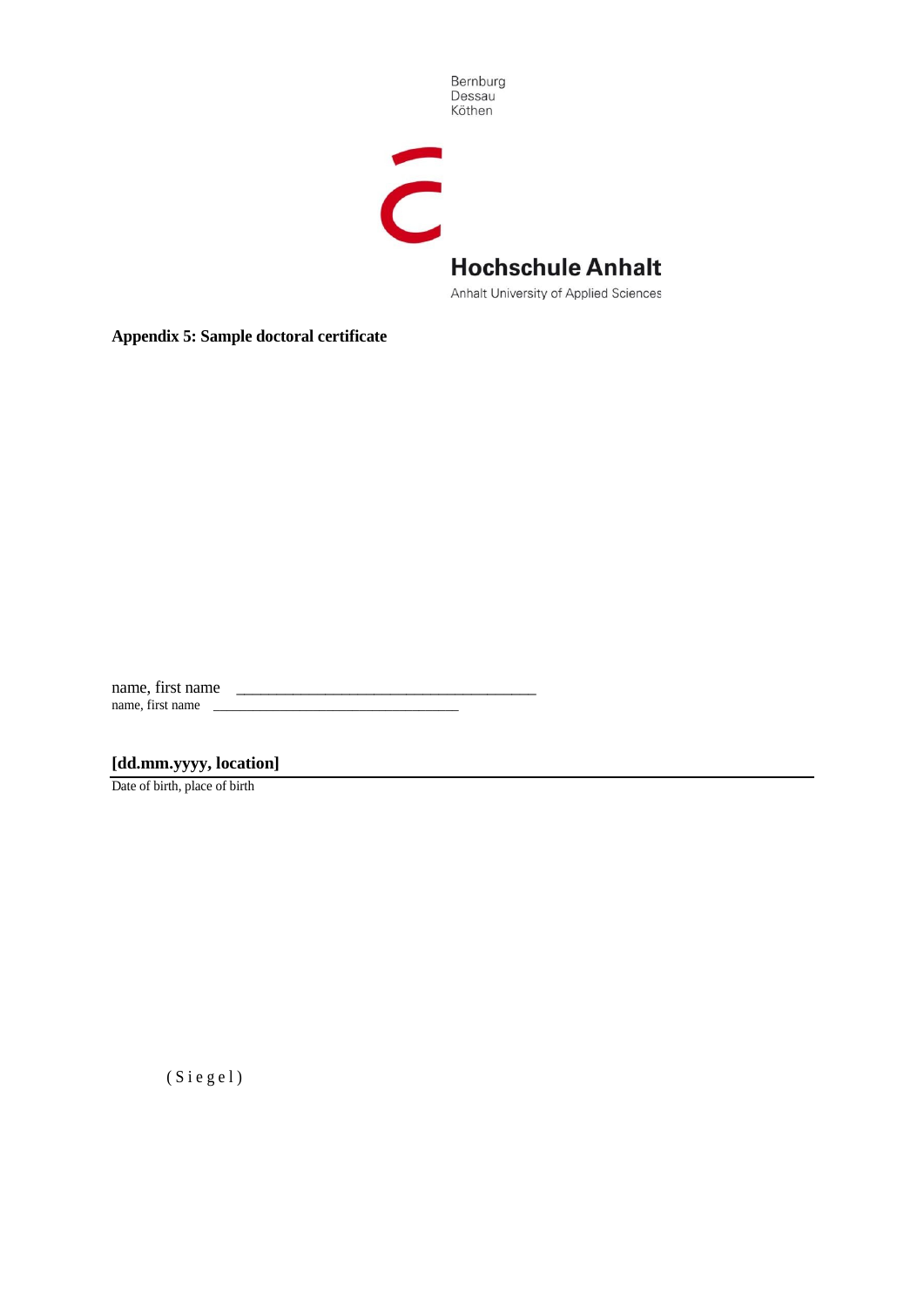Bernburg
Dessau
Köthen

**Hochschule Anhalt**

Anhalt University of Applied Sciences

**Appendix 5: Sample doctoral certificate**

name, first name ______________________________________

name, first name ______________________________________

**[dd.mm.yyyy, location]**

Date of birth, place of birth

( S i e g e l )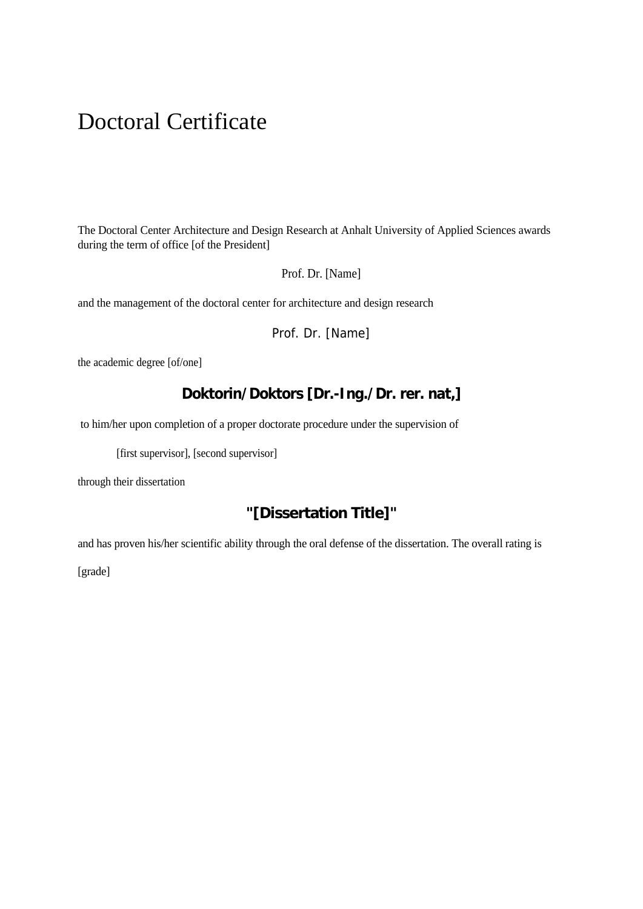# Doctoral Certificate

The Doctoral Center Architecture and Design Research at Anhalt University of Applied Sciences awards during the term of office [of the President]

Prof. Dr. [Name]

and the management of the doctoral center for architecture and design research

Prof. Dr. [Name]

the academic degree [of/one]

**Doktorin/Doktors [Dr.-Ing./Dr. rer. nat,]**

to him/her upon completion of a proper doctorate procedure under the supervision of

[first supervisor], [second supervisor]

through their dissertation

**"[Dissertation Title]"**

and has proven his/her scientific ability through the oral defense of the dissertation. The overall rating is

[grade]